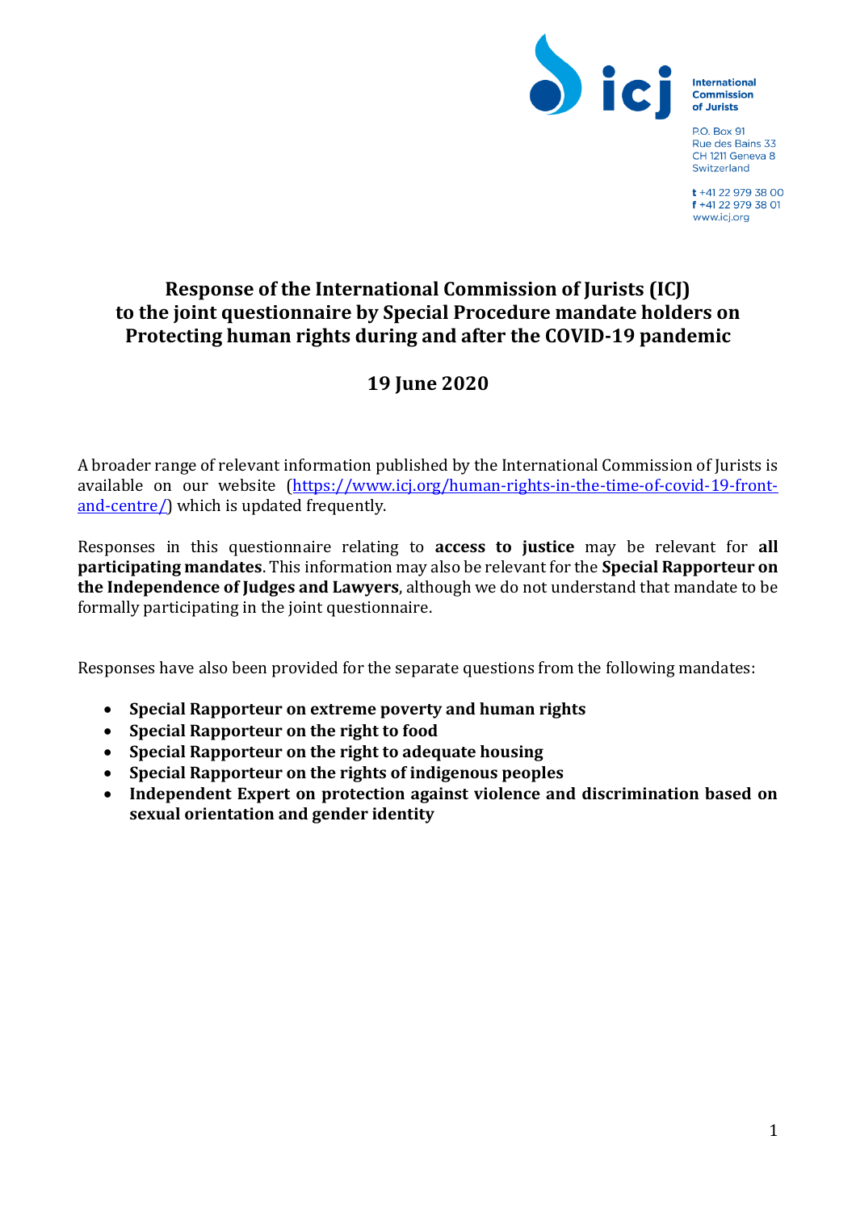International Commission of Jurists

P.O. Box 91
Rue des Bains 33
CH 1211 Geneva 8
Switzerland

t +41 22 979 38 00
f +41 22 979 38 01
www.icj.org

# Response of the International Commission of Jurists (ICJ) to the joint questionnaire by Special Procedure mandate holders on Protecting human rights during and after the COVID-19 pandemic

## 19 June 2020

A broader range of relevant information published by the International Commission of Jurists is available on our website (https://www.icj.org/human-rights-in-the-time-of-covid-19-front-and-centre/) which is updated frequently.

Responses in this questionnaire relating to **access to justice** may be relevant for **all participating mandates**. This information may also be relevant for the **Special Rapporteur on the Independence of Judges and Lawyers**, although we do not understand that mandate to be formally participating in the joint questionnaire.

Responses have also been provided for the separate questions from the following mandates:

- **Special Rapporteur on extreme poverty and human rights**
- **Special Rapporteur on the right to food**
- **Special Rapporteur on the right to adequate housing**
- **Special Rapporteur on the rights of indigenous peoples**
- **Independent Expert on protection against violence and discrimination based on sexual orientation and gender identity**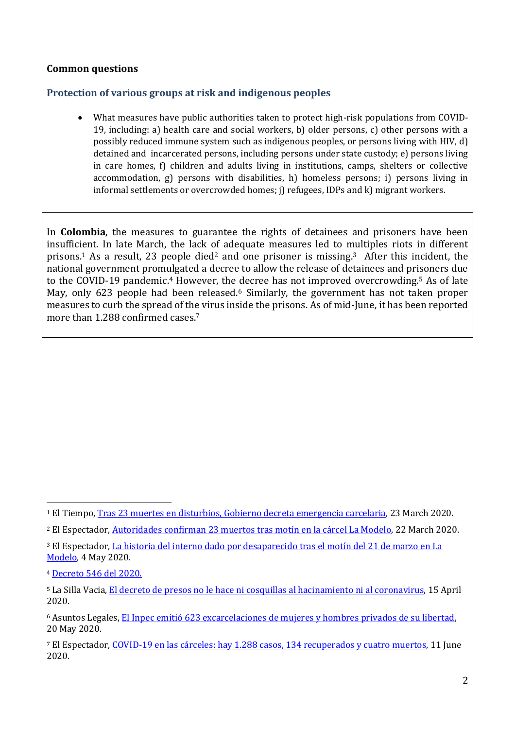**Common questions**

## Protection of various groups at risk and indigenous peoples

- What measures have public authorities taken to protect high-risk populations from COVID-19, including: a) health care and social workers, b) older persons, c) other persons with a possibly reduced immune system such as indigenous peoples, or persons living with HIV, d) detained and incarcerated persons, including persons under state custody; e) persons living in care homes, f) children and adults living in institutions, camps, shelters or collective accommodation, g) persons with disabilities, h) homeless persons; i) persons living in informal settlements or overcrowded homes; j) refugees, IDPs and k) migrant workers.

In **Colombia**, the measures to guarantee the rights of detainees and prisoners have been insufficient. In late March, the lack of adequate measures led to multiples riots in different prisons.[1] As a result, 23 people died[2] and one prisoner is missing.[3] After this incident, the national government promulgated a decree to allow the release of detainees and prisoners due to the COVID-19 pandemic.[4] However, the decree has not improved overcrowding.[5] As of late May, only 623 people had been released.[6] Similarly, the government has not taken proper measures to curb the spread of the virus inside the prisons. As of mid-June, it has been reported more than 1.288 confirmed cases.[7]

---

[1] El Tiempo, Tras 23 muertes en disturbios, Gobierno decreta emergencia carcelaria, 23 March 2020.

[2] El Espectador, Autoridades confirman 23 muertos tras motín en la cárcel La Modelo, 22 March 2020.

[3] El Espectador, La historia del interno dado por desaparecido tras el motín del 21 de marzo en La Modelo, 4 May 2020.

[4] Decreto 546 del 2020.

[5] La Silla Vacia, El decreto de presos no le hace ni cosquillas al hacinamiento ni al coronavirus, 15 April 2020.

[6] Asuntos Legales, El Inpec emitió 623 excarcelaciones de mujeres y hombres privados de su libertad, 20 May 2020.

[7] El Espectador, COVID-19 en las cárceles: hay 1.288 casos, 134 recuperados y cuatro muertos, 11 June 2020.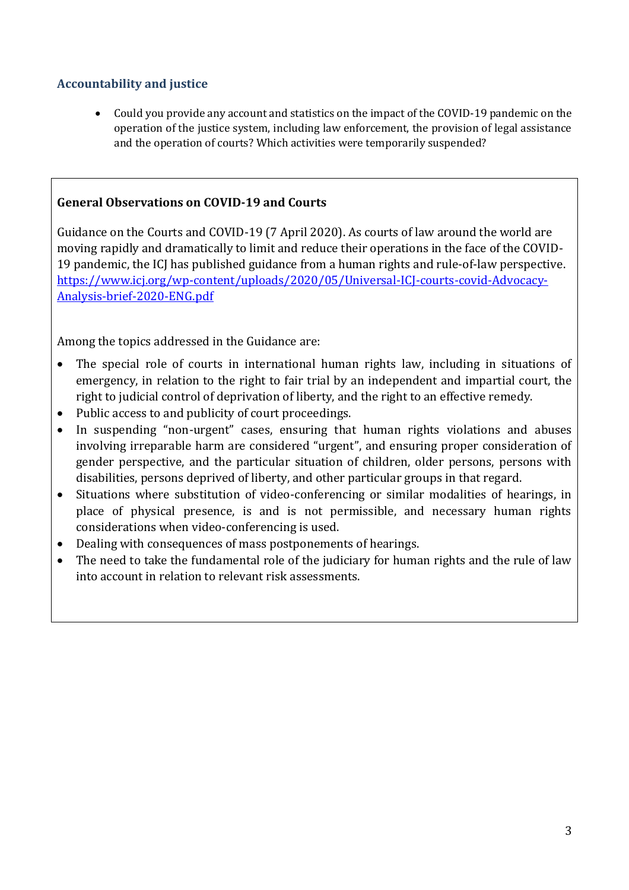## Accountability and justice

- Could you provide any account and statistics on the impact of the COVID-19 pandemic on the operation of the justice system, including law enforcement, the provision of legal assistance and the operation of courts? Which activities were temporarily suspended?

**General Observations on COVID-19 and Courts**

Guidance on the Courts and COVID-19 (7 April 2020). As courts of law around the world are moving rapidly and dramatically to limit and reduce their operations in the face of the COVID-19 pandemic, the ICJ has published guidance from a human rights and rule-of-law perspective. https://www.icj.org/wp-content/uploads/2020/05/Universal-ICJ-courts-covid-Advocacy-Analysis-brief-2020-ENG.pdf

Among the topics addressed in the Guidance are:

- The special role of courts in international human rights law, including in situations of emergency, in relation to the right to fair trial by an independent and impartial court, the right to judicial control of deprivation of liberty, and the right to an effective remedy.
- Public access to and publicity of court proceedings.
- In suspending "non-urgent" cases, ensuring that human rights violations and abuses involving irreparable harm are considered "urgent", and ensuring proper consideration of gender perspective, and the particular situation of children, older persons, persons with disabilities, persons deprived of liberty, and other particular groups in that regard.
- Situations where substitution of video-conferencing or similar modalities of hearings, in place of physical presence, is and is not permissible, and necessary human rights considerations when video-conferencing is used.
- Dealing with consequences of mass postponements of hearings.
- The need to take the fundamental role of the judiciary for human rights and the rule of law into account in relation to relevant risk assessments.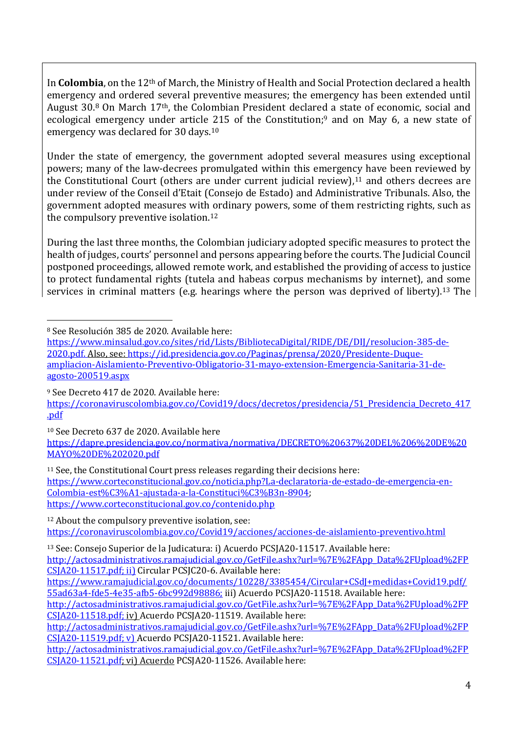In **Colombia**, on the 12th of March, the Ministry of Health and Social Protection declared a health emergency and ordered several preventive measures; the emergency has been extended until August 30.[8] On March 17th, the Colombian President declared a state of economic, social and ecological emergency under article 215 of the Constitution;[9] and on May 6, a new state of emergency was declared for 30 days.[10]

Under the state of emergency, the government adopted several measures using exceptional powers; many of the law-decrees promulgated within this emergency have been reviewed by the Constitutional Court (others are under current judicial review),[11] and others decrees are under review of the Conseil d'Etait (Consejo de Estado) and Administrative Tribunals. Also, the government adopted measures with ordinary powers, some of them restricting rights, such as the compulsory preventive isolation.[12]

During the last three months, the Colombian judiciary adopted specific measures to protect the health of judges, courts' personnel and persons appearing before the courts. The Judicial Council postponed proceedings, allowed remote work, and established the providing of access to justice to protect fundamental rights (tutela and habeas corpus mechanisms by internet), and some services in criminal matters (e.g. hearings where the person was deprived of liberty).[13] The

---

[8] See Resolución 385 de 2020. Available here: https://www.minsalud.gov.co/sites/rid/Lists/BibliotecaDigital/RIDE/DE/DIJ/resolucion-385-de-2020.pdf. Also, see: https://id.presidencia.gov.co/Paginas/prensa/2020/Presidente-Duque-ampliacion-Aislamiento-Preventivo-Obligatorio-31-mayo-extension-Emergencia-Sanitaria-31-de-agosto-200519.aspx

[9] See Decreto 417 de 2020. Available here: https://coronaviruscolombia.gov.co/Covid19/docs/decretos/presidencia/51_Presidencia_Decreto_417.pdf

[10] See Decreto 637 de 2020. Available here https://dapre.presidencia.gov.co/normativa/normativa/DECRETO%20637%20DEL%206%20DE%20MAYO%20DE%202020.pdf

[11] See, the Constitutional Court press releases regarding their decisions here: https://www.corteconstitucional.gov.co/noticia.php?La-declaratoria-de-estado-de-emergencia-en-Colombia-est%C3%A1-ajustada-a-la-Constituci%C3%B3n-8904; https://www.corteconstitucional.gov.co/contenido.php

[12] About the compulsory preventive isolation, see: https://coronaviruscolombia.gov.co/Covid19/acciones/acciones-de-aislamiento-preventivo.html

[13] See: Consejo Superior de la Judicatura: i) Acuerdo PCSJA20-11517. Available here: http://actosadministrativos.ramajudicial.gov.co/GetFile.ashx?url=%7E%2FApp_Data%2FUpload%2FPCSJA20-11517.pdf; ii) Circular PCSJC20-6. Available here: https://www.ramajudicial.gov.co/documents/10228/3385454/Circular+CSdJ+medidas+Covid19.pdf/55ad63a4-fde5-4e35-afb5-6bc992d98886; iii) Acuerdo PCSJA20-11518. Available here: http://actosadministrativos.ramajudicial.gov.co/GetFile.ashx?url=%7E%2FApp_Data%2FUpload%2FPCSJA20-11518.pdf; iv) Acuerdo PCSJA20-11519. Available here: http://actosadministrativos.ramajudicial.gov.co/GetFile.ashx?url=%7E%2FApp_Data%2FUpload%2FPCSJA20-11519.pdf; v) Acuerdo PCSJA20-11521. Available here: http://actosadministrativos.ramajudicial.gov.co/GetFile.ashx?url=%7E%2FApp_Data%2FUpload%2FPCSJA20-11521.pdf; vi) Acuerdo PCSJA20-11526. Available here: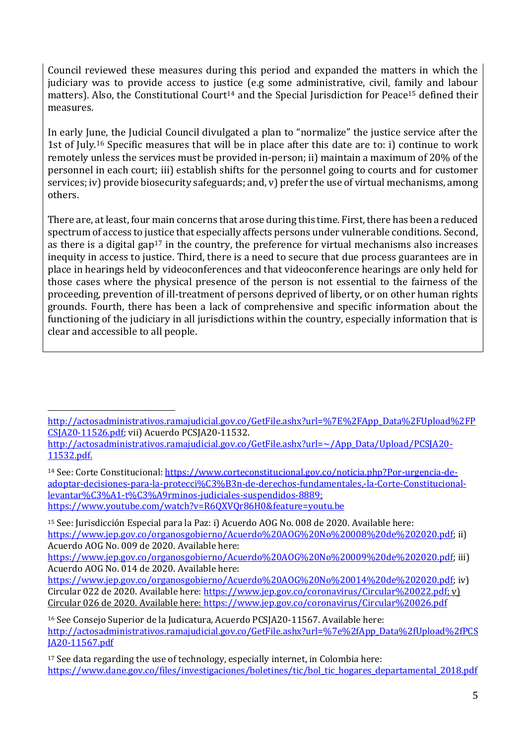Council reviewed these measures during this period and expanded the matters in which the judiciary was to provide access to justice (e.g some administrative, civil, family and labour matters). Also, the Constitutional Court[14] and the Special Jurisdiction for Peace[15] defined their measures.

In early June, the Judicial Council divulgated a plan to "normalize" the justice service after the 1st of July.[16] Specific measures that will be in place after this date are to: i) continue to work remotely unless the services must be provided in-person; ii) maintain a maximum of 20% of the personnel in each court; iii) establish shifts for the personnel going to courts and for customer services; iv) provide biosecurity safeguards; and, v) prefer the use of virtual mechanisms, among others.

There are, at least, four main concerns that arose during this time. First, there has been a reduced spectrum of access to justice that especially affects persons under vulnerable conditions. Second, as there is a digital gap[17] in the country, the preference for virtual mechanisms also increases inequity in access to justice. Third, there is a need to secure that due process guarantees are in place in hearings held by videoconferences and that videoconference hearings are only held for those cases where the physical presence of the person is not essential to the fairness of the proceeding, prevention of ill-treatment of persons deprived of liberty, or on other human rights grounds. Fourth, there has been a lack of comprehensive and specific information about the functioning of the judiciary in all jurisdictions within the country, especially information that is clear and accessible to all people.

---

http://actosadministrativos.ramajudicial.gov.co/GetFile.ashx?url=%7E%2FApp_Data%2FUpload%2FPCSJA20-11526.pdf; vii) Acuerdo PCSJA20-11532. http://actosadministrativos.ramajudicial.gov.co/GetFile.ashx?url=~/App_Data/Upload/PCSJA20-11532.pdf.

[14] See: Corte Constitucional: https://www.corteconstitucional.gov.co/noticia.php?Por-urgencia-de-adoptar-decisiones-para-la-protecci%C3%B3n-de-derechos-fundamentales,-la-Corte-Constitucional-levantar%C3%A1-t%C3%A9rminos-judiciales-suspendidos-8889; https://www.youtube.com/watch?v=R6QXVQr86H0&feature=youtu.be

[15] See: Jurisdicción Especial para la Paz: i) Acuerdo AOG No. 008 de 2020. Available here: https://www.jep.gov.co/organosgobierno/Acuerdo%20AOG%20No%20008%20de%202020.pdf; ii) Acuerdo AOG No. 009 de 2020. Available here: https://www.jep.gov.co/organosgobierno/Acuerdo%20AOG%20No%20009%20de%202020.pdf; iii) Acuerdo AOG No. 014 de 2020. Available here: https://www.jep.gov.co/organosgobierno/Acuerdo%20AOG%20No%20014%20de%202020.pdf; iv) Circular 022 de 2020. Available here: https://www.jep.gov.co/coronavirus/Circular%20022.pdf; v) Circular 026 de 2020. Available here: https://www.jep.gov.co/coronavirus/Circular%20026.pdf

[16] See Consejo Superior de la Judicatura, Acuerdo PCSJA20-11567. Available here: http://actosadministrativos.ramajudicial.gov.co/GetFile.ashx?url=%7e%2fApp_Data%2fUpload%2fPCSJA20-11567.pdf

[17] See data regarding the use of technology, especially internet, in Colombia here: https://www.dane.gov.co/files/investigaciones/boletines/tic/bol_tic_hogares_departamental_2018.pdf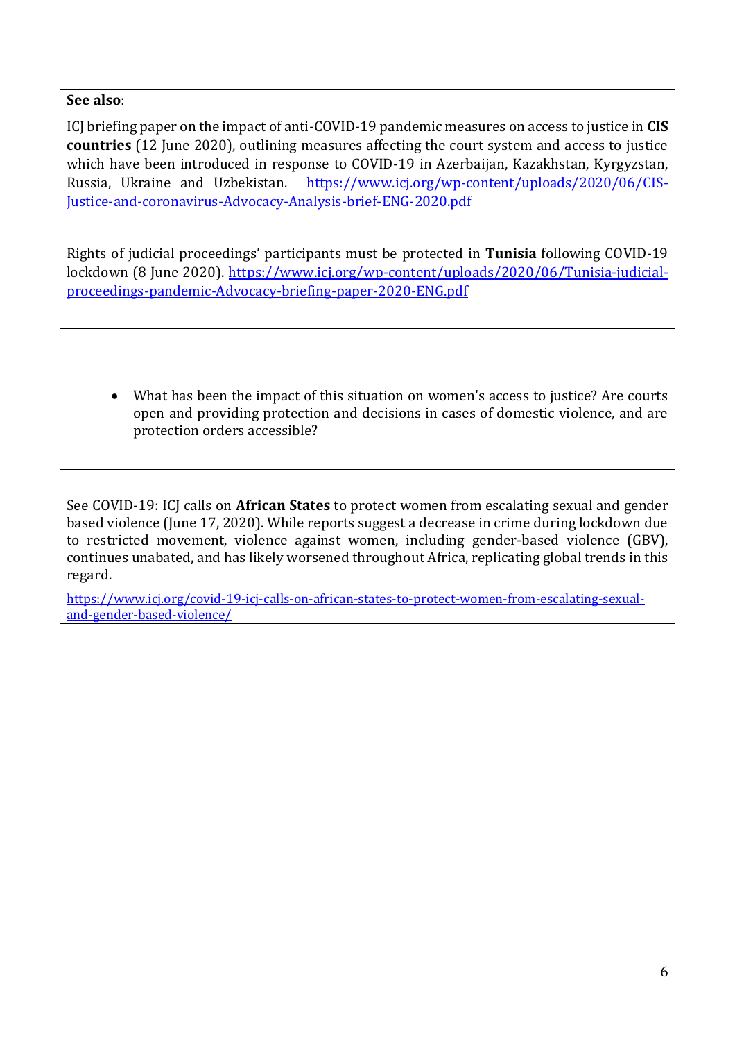**See also**:

ICJ briefing paper on the impact of anti-COVID-19 pandemic measures on access to justice in **CIS countries** (12 June 2020), outlining measures affecting the court system and access to justice which have been introduced in response to COVID-19 in Azerbaijan, Kazakhstan, Kyrgyzstan, Russia, Ukraine and Uzbekistan. https://www.icj.org/wp-content/uploads/2020/06/CIS-Justice-and-coronavirus-Advocacy-Analysis-brief-ENG-2020.pdf

Rights of judicial proceedings' participants must be protected in **Tunisia** following COVID-19 lockdown (8 June 2020). https://www.icj.org/wp-content/uploads/2020/06/Tunisia-judicial-proceedings-pandemic-Advocacy-briefing-paper-2020-ENG.pdf

- What has been the impact of this situation on women's access to justice? Are courts open and providing protection and decisions in cases of domestic violence, and are protection orders accessible?

See COVID-19: ICJ calls on **African States** to protect women from escalating sexual and gender based violence (June 17, 2020). While reports suggest a decrease in crime during lockdown due to restricted movement, violence against women, including gender-based violence (GBV), continues unabated, and has likely worsened throughout Africa, replicating global trends in this regard.

https://www.icj.org/covid-19-icj-calls-on-african-states-to-protect-women-from-escalating-sexual-and-gender-based-violence/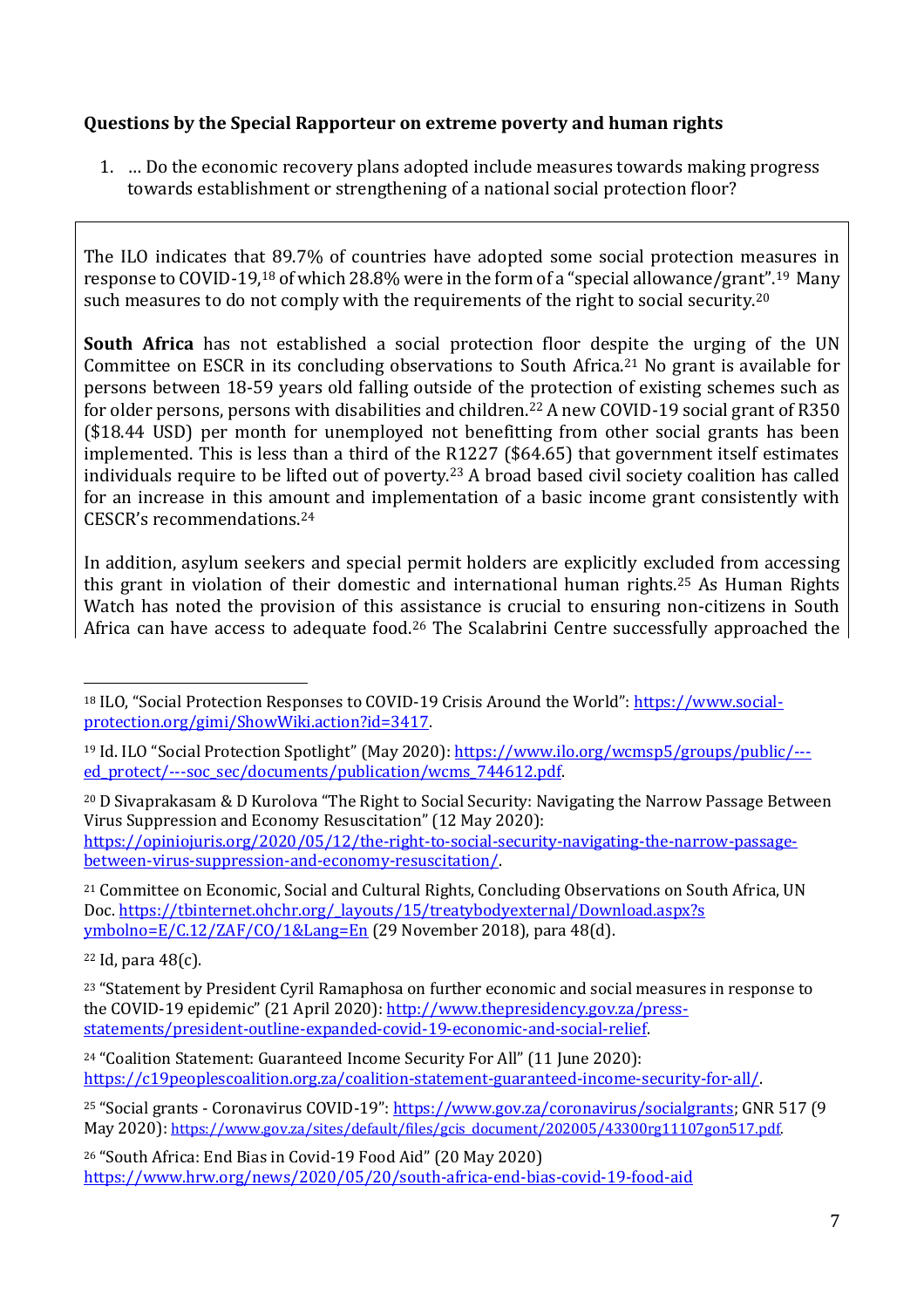**Questions by the Special Rapporteur on extreme poverty and human rights**

1. … Do the economic recovery plans adopted include measures towards making progress towards establishment or strengthening of a national social protection floor?

The ILO indicates that 89.7% of countries have adopted some social protection measures in response to COVID-19,[18] of which 28.8% were in the form of a "special allowance/grant".[19] Many such measures to do not comply with the requirements of the right to social security.[20]

**South Africa** has not established a social protection floor despite the urging of the UN Committee on ESCR in its concluding observations to South Africa.[21] No grant is available for persons between 18-59 years old falling outside of the protection of existing schemes such as for older persons, persons with disabilities and children.[22] A new COVID-19 social grant of R350 ($18.44 USD) per month for unemployed not benefitting from other social grants has been implemented. This is less than a third of the R1227 ($64.65) that government itself estimates individuals require to be lifted out of poverty.[23] A broad based civil society coalition has called for an increase in this amount and implementation of a basic income grant consistently with CESCR's recommendations.[24]

In addition, asylum seekers and special permit holders are explicitly excluded from accessing this grant in violation of their domestic and international human rights.[25] As Human Rights Watch has noted the provision of this assistance is crucial to ensuring non-citizens in South Africa can have access to adequate food.[26] The Scalabrini Centre successfully approached the

---

[18] ILO, "Social Protection Responses to COVID-19 Crisis Around the World": https://www.social-protection.org/gimi/ShowWiki.action?id=3417.

[19] Id. ILO "Social Protection Spotlight" (May 2020): https://www.ilo.org/wcmsp5/groups/public/---ed_protect/---soc_sec/documents/publication/wcms_744612.pdf.

[20] D Sivaprakasam & D Kurolova "The Right to Social Security: Navigating the Narrow Passage Between Virus Suppression and Economy Resuscitation" (12 May 2020): https://opiniojuris.org/2020/05/12/the-right-to-social-security-navigating-the-narrow-passage-between-virus-suppression-and-economy-resuscitation/.

[21] Committee on Economic, Social and Cultural Rights, Concluding Observations on South Africa, UN Doc. https://tbinternet.ohchr.org/_layouts/15/treatybodyexternal/Download.aspx?symbolno=E/C.12/ZAF/CO/1&Lang=En (29 November 2018), para 48(d).

[22] Id, para 48(c).

[23] "Statement by President Cyril Ramaphosa on further economic and social measures in response to the COVID-19 epidemic" (21 April 2020): http://www.thepresidency.gov.za/press-statements/president-outline-expanded-covid-19-economic-and-social-relief.

[24] "Coalition Statement: Guaranteed Income Security For All" (11 June 2020): https://c19peoplescoalition.org.za/coalition-statement-guaranteed-income-security-for-all/.

[25] "Social grants - Coronavirus COVID-19": https://www.gov.za/coronavirus/socialgrants; GNR 517 (9 May 2020): https://www.gov.za/sites/default/files/gcis_document/202005/43300rg11107gon517.pdf.

[26] "South Africa: End Bias in Covid-19 Food Aid" (20 May 2020) https://www.hrw.org/news/2020/05/20/south-africa-end-bias-covid-19-food-aid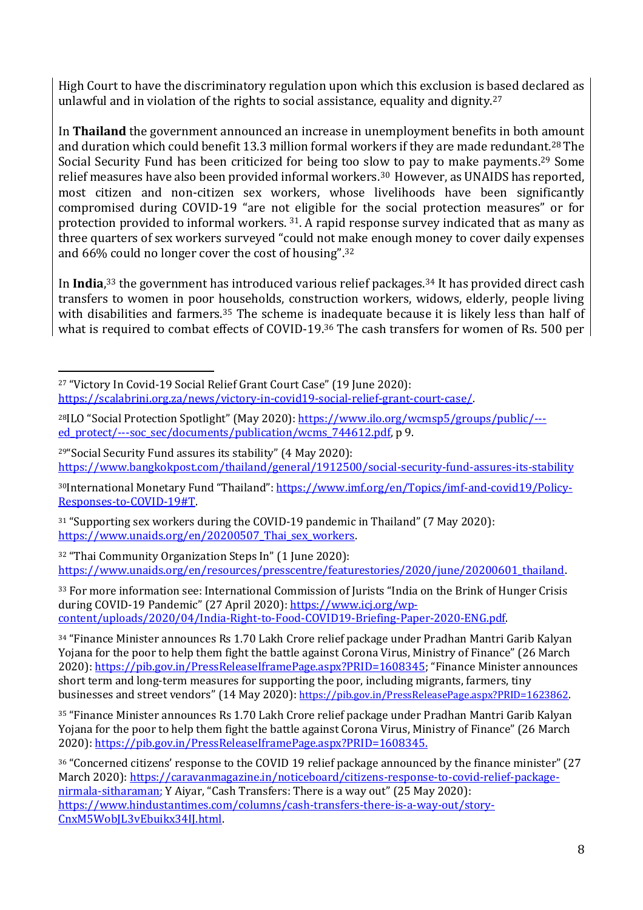High Court to have the discriminatory regulation upon which this exclusion is based declared as unlawful and in violation of the rights to social assistance, equality and dignity.[27]

In **Thailand** the government announced an increase in unemployment benefits in both amount and duration which could benefit 13.3 million formal workers if they are made redundant.[28] The Social Security Fund has been criticized for being too slow to pay to make payments.[29] Some relief measures have also been provided informal workers.[30] However, as UNAIDS has reported, most citizen and non-citizen sex workers, whose livelihoods have been significantly compromised during COVID-19 "are not eligible for the social protection measures" or for protection provided to informal workers. [31]. A rapid response survey indicated that as many as three quarters of sex workers surveyed "could not make enough money to cover daily expenses and 66% could no longer cover the cost of housing".[32]

In **India**,[33] the government has introduced various relief packages.[34] It has provided direct cash transfers to women in poor households, construction workers, widows, elderly, people living with disabilities and farmers.[35] The scheme is inadequate because it is likely less than half of what is required to combat effects of COVID-19.[36] The cash transfers for women of Rs. 500 per

---

[27] "Victory In Covid-19 Social Relief Grant Court Case" (19 June 2020): https://scalabrini.org.za/news/victory-in-covid19-social-relief-grant-court-case/.

[28] ILO "Social Protection Spotlight" (May 2020): https://www.ilo.org/wcmsp5/groups/public/---ed_protect/---soc_sec/documents/publication/wcms_744612.pdf, p 9.

[29] "Social Security Fund assures its stability" (4 May 2020): https://www.bangkokpost.com/thailand/general/1912500/social-security-fund-assures-its-stability

[30] International Monetary Fund "Thailand": https://www.imf.org/en/Topics/imf-and-covid19/Policy-Responses-to-COVID-19#T.

[31] "Supporting sex workers during the COVID-19 pandemic in Thailand" (7 May 2020): https://www.unaids.org/en/20200507_Thai_sex_workers.

[32] "Thai Community Organization Steps In" (1 June 2020): https://www.unaids.org/en/resources/presscentre/featurestories/2020/june/20200601_thailand.

[33] For more information see: International Commission of Jurists "India on the Brink of Hunger Crisis during COVID-19 Pandemic" (27 April 2020): https://www.icj.org/wp-content/uploads/2020/04/India-Right-to-Food-COVID19-Briefing-Paper-2020-ENG.pdf.

[34] "Finance Minister announces Rs 1.70 Lakh Crore relief package under Pradhan Mantri Garib Kalyan Yojana for the poor to help them fight the battle against Corona Virus, Ministry of Finance" (26 March 2020): https://pib.gov.in/PressReleaseIframePage.aspx?PRID=1608345; "Finance Minister announces short term and long-term measures for supporting the poor, including migrants, farmers, tiny businesses and street vendors" (14 May 2020): https://pib.gov.in/PressReleasePage.aspx?PRID=1623862.

[35] "Finance Minister announces Rs 1.70 Lakh Crore relief package under Pradhan Mantri Garib Kalyan Yojana for the poor to help them fight the battle against Corona Virus, Ministry of Finance" (26 March 2020): https://pib.gov.in/PressReleaseIframePage.aspx?PRID=1608345.

[36] "Concerned citizens' response to the COVID 19 relief package announced by the finance minister" (27 March 2020): https://caravanmagazine.in/noticeboard/citizens-response-to-covid-relief-package-nirmala-sitharaman; Y Aiyar, "Cash Transfers: There is a way out" (25 May 2020): https://www.hindustantimes.com/columns/cash-transfers-there-is-a-way-out/story-CnxM5WobJL3vEbuikx34IJ.html.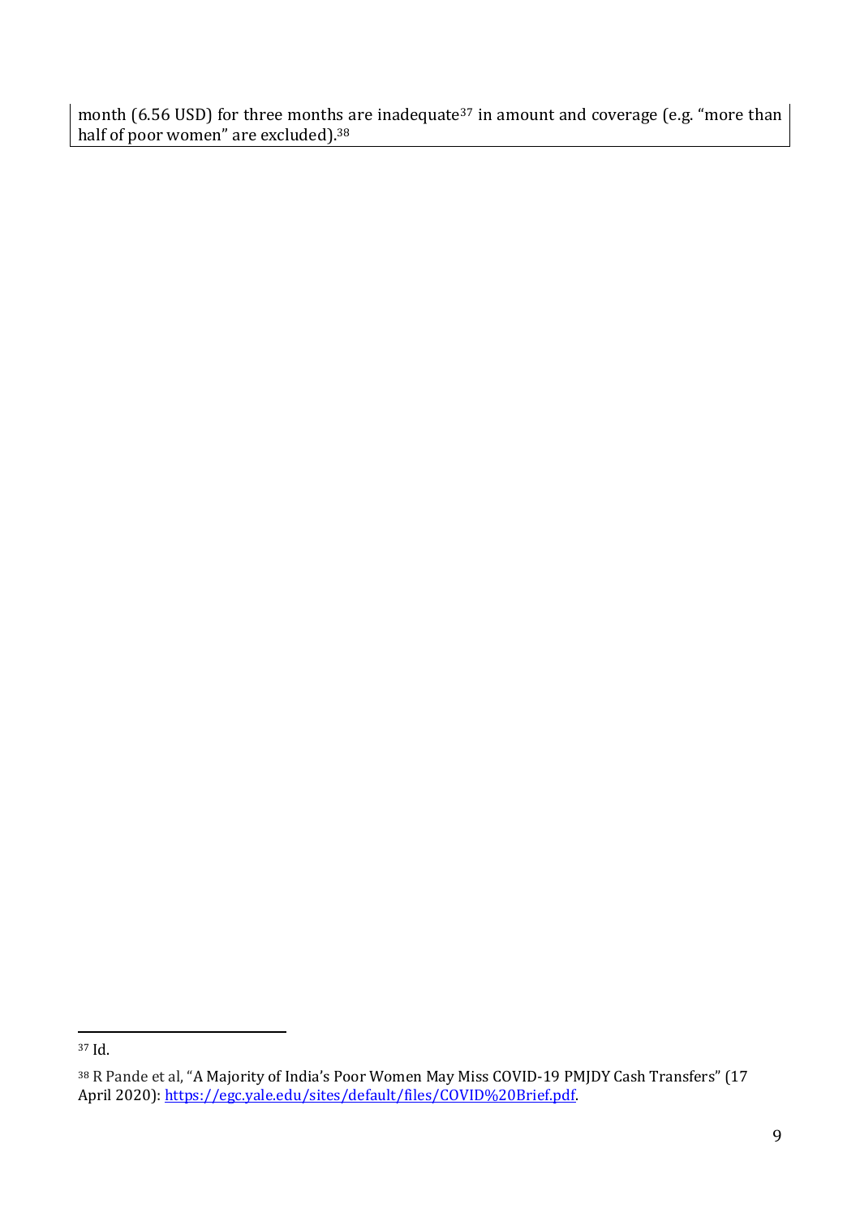month (6.56 USD) for three months are inadequate[37] in amount and coverage (e.g. "more than half of poor women" are excluded).[38]

---

[37] Id.

[38] R Pande et al, "A Majority of India's Poor Women May Miss COVID-19 PMJDY Cash Transfers" (17 April 2020): https://egc.yale.edu/sites/default/files/COVID%20Brief.pdf.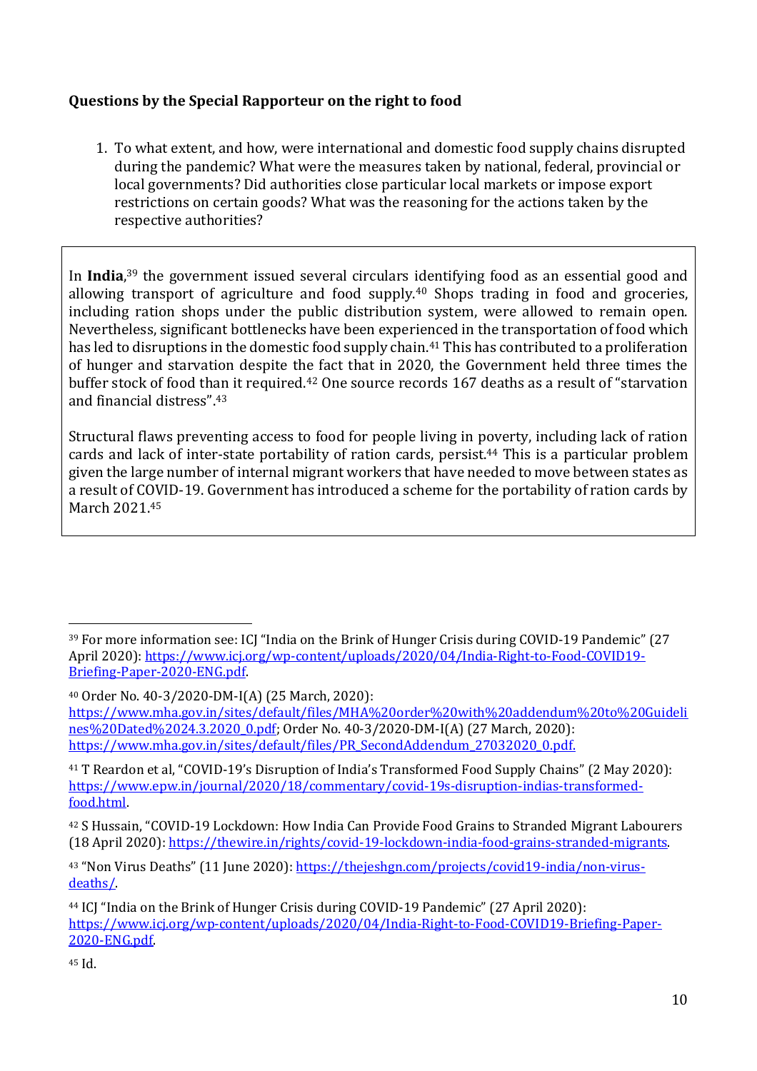**Questions by the Special Rapporteur on the right to food**

1. To what extent, and how, were international and domestic food supply chains disrupted during the pandemic? What were the measures taken by national, federal, provincial or local governments? Did authorities close particular local markets or impose export restrictions on certain goods? What was the reasoning for the actions taken by the respective authorities?

In **India**,[39] the government issued several circulars identifying food as an essential good and allowing transport of agriculture and food supply.[40] Shops trading in food and groceries, including ration shops under the public distribution system, were allowed to remain open. Nevertheless, significant bottlenecks have been experienced in the transportation of food which has led to disruptions in the domestic food supply chain.[41] This has contributed to a proliferation of hunger and starvation despite the fact that in 2020, the Government held three times the buffer stock of food than it required.[42] One source records 167 deaths as a result of "starvation and financial distress".[43]

Structural flaws preventing access to food for people living in poverty, including lack of ration cards and lack of inter-state portability of ration cards, persist.[44] This is a particular problem given the large number of internal migrant workers that have needed to move between states as a result of COVID-19. Government has introduced a scheme for the portability of ration cards by March 2021.[45]

---

[39] For more information see: ICJ "India on the Brink of Hunger Crisis during COVID-19 Pandemic" (27 April 2020): https://www.icj.org/wp-content/uploads/2020/04/India-Right-to-Food-COVID19-Briefing-Paper-2020-ENG.pdf.

[40] Order No. 40-3/2020-DM-I(A) (25 March, 2020): https://www.mha.gov.in/sites/default/files/MHA%20order%20with%20addendum%20to%20Guidelines%20Dated%2024.3.2020_0.pdf; Order No. 40-3/2020-DM-I(A) (27 March, 2020): https://www.mha.gov.in/sites/default/files/PR_SecondAddendum_27032020_0.pdf.

[41] T Reardon et al, "COVID-19's Disruption of India's Transformed Food Supply Chains" (2 May 2020): https://www.epw.in/journal/2020/18/commentary/covid-19s-disruption-indias-transformed-food.html.

[42] S Hussain, "COVID-19 Lockdown: How India Can Provide Food Grains to Stranded Migrant Labourers (18 April 2020): https://thewire.in/rights/covid-19-lockdown-india-food-grains-stranded-migrants.

[43] "Non Virus Deaths" (11 June 2020): https://thejeshgn.com/projects/covid19-india/non-virus-deaths/.

[44] ICJ "India on the Brink of Hunger Crisis during COVID-19 Pandemic" (27 April 2020): https://www.icj.org/wp-content/uploads/2020/04/India-Right-to-Food-COVID19-Briefing-Paper-2020-ENG.pdf.

[45] Id.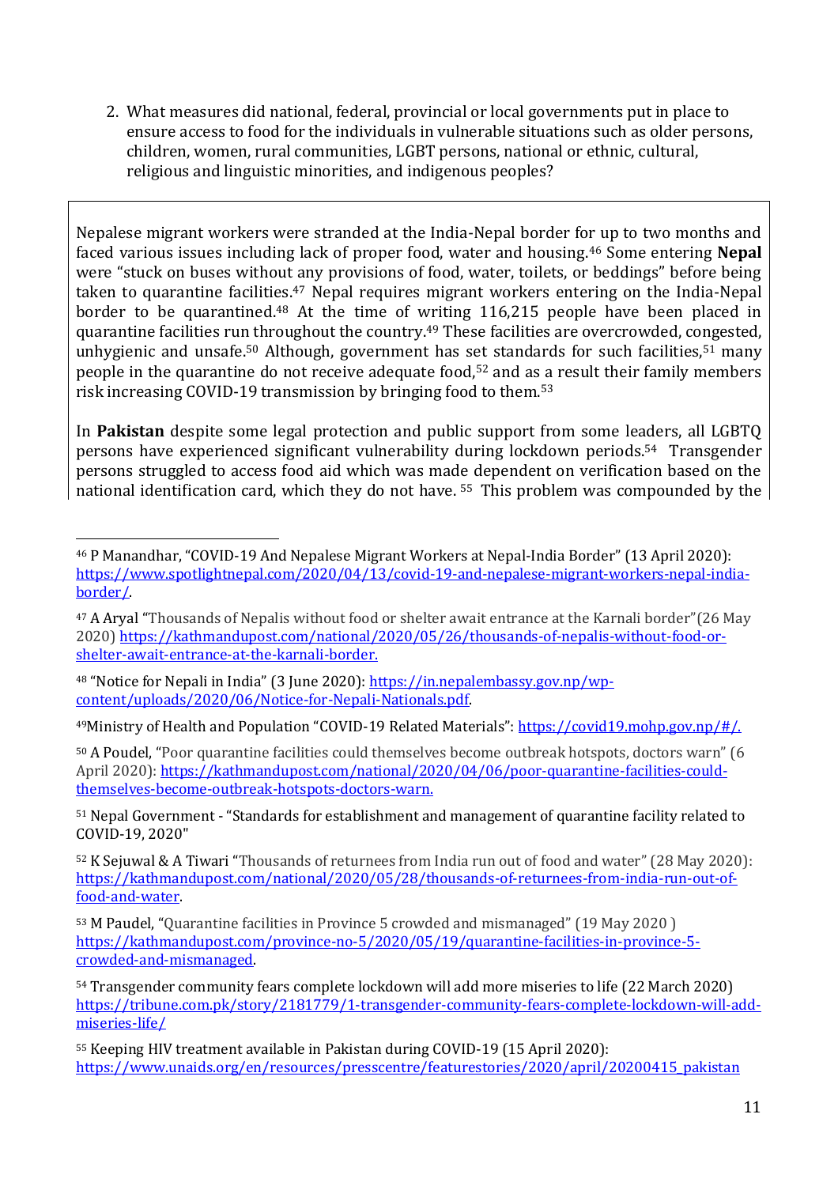2. What measures did national, federal, provincial or local governments put in place to ensure access to food for the individuals in vulnerable situations such as older persons, children, women, rural communities, LGBT persons, national or ethnic, cultural, religious and linguistic minorities, and indigenous peoples?

Nepalese migrant workers were stranded at the India-Nepal border for up to two months and faced various issues including lack of proper food, water and housing.[46] Some entering **Nepal** were "stuck on buses without any provisions of food, water, toilets, or beddings" before being taken to quarantine facilities.[47] Nepal requires migrant workers entering on the India-Nepal border to be quarantined.[48] At the time of writing 116,215 people have been placed in quarantine facilities run throughout the country.[49] These facilities are overcrowded, congested, unhygienic and unsafe.[50] Although, government has set standards for such facilities,[51] many people in the quarantine do not receive adequate food,[52] and as a result their family members risk increasing COVID-19 transmission by bringing food to them.[53]

In **Pakistan** despite some legal protection and public support from some leaders, all LGBTQ persons have experienced significant vulnerability during lockdown periods.[54] Transgender persons struggled to access food aid which was made dependent on verification based on the national identification card, which they do not have. [55] This problem was compounded by the

---

[46] P Manandhar, "COVID-19 And Nepalese Migrant Workers at Nepal-India Border" (13 April 2020): https://www.spotlightnepal.com/2020/04/13/covid-19-and-nepalese-migrant-workers-nepal-india-border/.

[47] A Aryal "Thousands of Nepalis without food or shelter await entrance at the Karnali border"(26 May 2020) https://kathmandupost.com/national/2020/05/26/thousands-of-nepalis-without-food-or-shelter-await-entrance-at-the-karnali-border.

[48] "Notice for Nepali in India" (3 June 2020): https://in.nepalembassy.gov.np/wp-content/uploads/2020/06/Notice-for-Nepali-Nationals.pdf.

[49] Ministry of Health and Population "COVID-19 Related Materials": https://covid19.mohp.gov.np/#/.

[50] A Poudel, "Poor quarantine facilities could themselves become outbreak hotspots, doctors warn" (6 April 2020): https://kathmandupost.com/national/2020/04/06/poor-quarantine-facilities-could-themselves-become-outbreak-hotspots-doctors-warn.

[51] Nepal Government - "Standards for establishment and management of quarantine facility related to COVID-19, 2020"

[52] K Sejuwal & A Tiwari "Thousands of returnees from India run out of food and water" (28 May 2020): https://kathmandupost.com/national/2020/05/28/thousands-of-returnees-from-india-run-out-of-food-and-water.

[53] M Paudel, "Quarantine facilities in Province 5 crowded and mismanaged" (19 May 2020 ) https://kathmandupost.com/province-no-5/2020/05/19/quarantine-facilities-in-province-5-crowded-and-mismanaged.

[54] Transgender community fears complete lockdown will add more miseries to life (22 March 2020) https://tribune.com.pk/story/2181779/1-transgender-community-fears-complete-lockdown-will-add-miseries-life/

[55] Keeping HIV treatment available in Pakistan during COVID-19 (15 April 2020): https://www.unaids.org/en/resources/presscentre/featurestories/2020/april/20200415_pakistan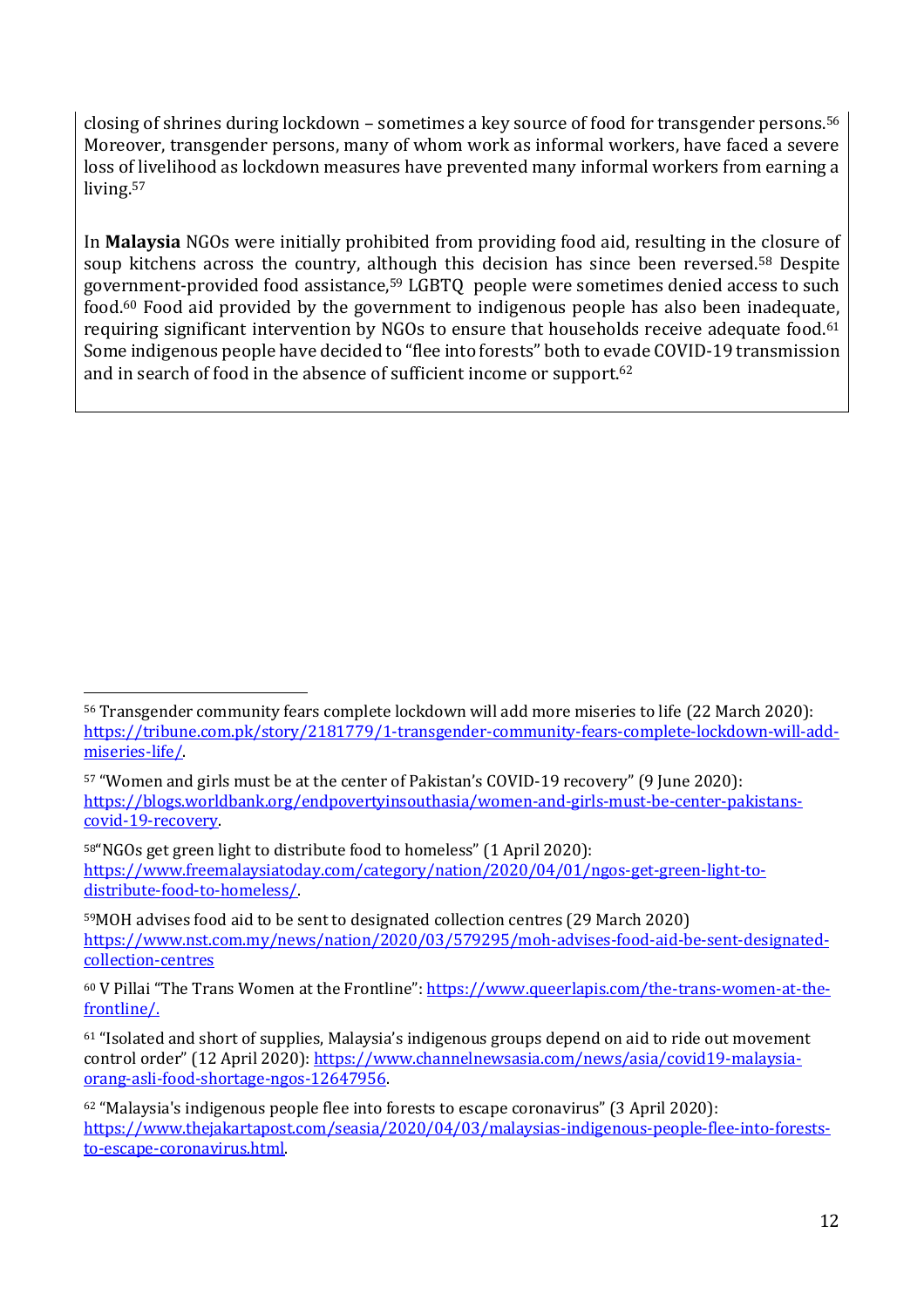closing of shrines during lockdown – sometimes a key source of food for transgender persons.[56] Moreover, transgender persons, many of whom work as informal workers, have faced a severe loss of livelihood as lockdown measures have prevented many informal workers from earning a living.[57]

In **Malaysia** NGOs were initially prohibited from providing food aid, resulting in the closure of soup kitchens across the country, although this decision has since been reversed.[58] Despite government-provided food assistance,[59] LGBTQ people were sometimes denied access to such food.[60] Food aid provided by the government to indigenous people has also been inadequate, requiring significant intervention by NGOs to ensure that households receive adequate food.[61] Some indigenous people have decided to "flee into forests" both to evade COVID-19 transmission and in search of food in the absence of sufficient income or support.[62]

---

[56] Transgender community fears complete lockdown will add more miseries to life (22 March 2020): https://tribune.com.pk/story/2181779/1-transgender-community-fears-complete-lockdown-will-add-miseries-life/.

[57] "Women and girls must be at the center of Pakistan's COVID-19 recovery" (9 June 2020): https://blogs.worldbank.org/endpovertyinsouthasia/women-and-girls-must-be-center-pakistans-covid-19-recovery.

[58] "NGOs get green light to distribute food to homeless" (1 April 2020): https://www.freemalaysiatoday.com/category/nation/2020/04/01/ngos-get-green-light-to-distribute-food-to-homeless/.

[59] MOH advises food aid to be sent to designated collection centres (29 March 2020) https://www.nst.com.my/news/nation/2020/03/579295/moh-advises-food-aid-be-sent-designated-collection-centres

[60] V Pillai "The Trans Women at the Frontline": https://www.queerlapis.com/the-trans-women-at-the-frontline/.

[61] "Isolated and short of supplies, Malaysia's indigenous groups depend on aid to ride out movement control order" (12 April 2020): https://www.channelnewsasia.com/news/asia/covid19-malaysia-orang-asli-food-shortage-ngos-12647956.

[62] "Malaysia's indigenous people flee into forests to escape coronavirus" (3 April 2020): https://www.thejakartapost.com/seasia/2020/04/03/malaysias-indigenous-people-flee-into-forests-to-escape-coronavirus.html.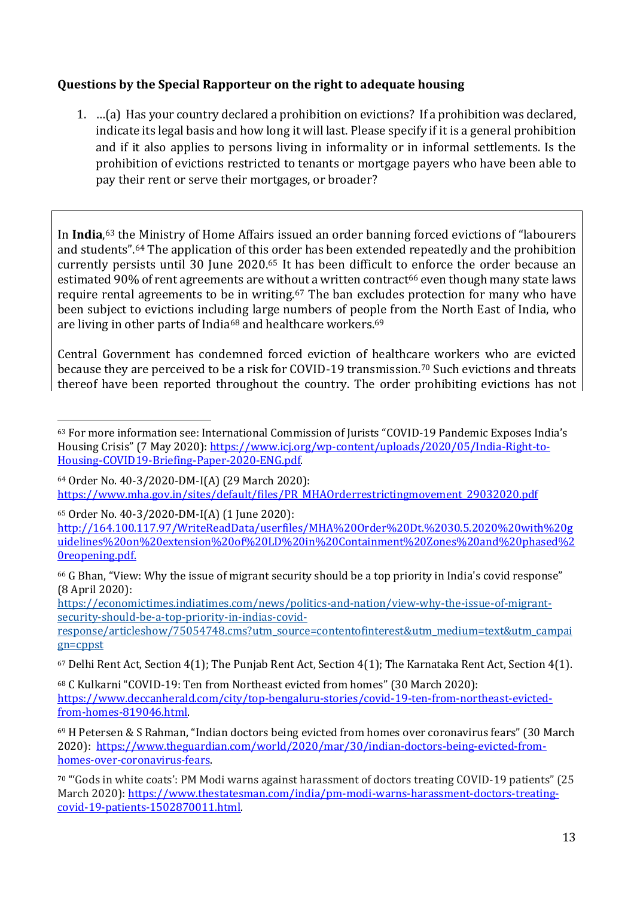**Questions by the Special Rapporteur on the right to adequate housing**

1. …(a) Has your country declared a prohibition on evictions? If a prohibition was declared, indicate its legal basis and how long it will last. Please specify if it is a general prohibition and if it also applies to persons living in informality or in informal settlements. Is the prohibition of evictions restricted to tenants or mortgage payers who have been able to pay their rent or serve their mortgages, or broader?

In **India**,[63] the Ministry of Home Affairs issued an order banning forced evictions of "labourers and students".[64] The application of this order has been extended repeatedly and the prohibition currently persists until 30 June 2020.[65] It has been difficult to enforce the order because an estimated 90% of rent agreements are without a written contract[66] even though many state laws require rental agreements to be in writing.[67] The ban excludes protection for many who have been subject to evictions including large numbers of people from the North East of India, who are living in other parts of India[68] and healthcare workers.[69]

Central Government has condemned forced eviction of healthcare workers who are evicted because they are perceived to be a risk for COVID-19 transmission.[70] Such evictions and threats thereof have been reported throughout the country. The order prohibiting evictions has not

---

[63] For more information see: International Commission of Jurists "COVID-19 Pandemic Exposes India's Housing Crisis" (7 May 2020): https://www.icj.org/wp-content/uploads/2020/05/India-Right-to-Housing-COVID19-Briefing-Paper-2020-ENG.pdf.

[64] Order No. 40-3/2020-DM-I(A) (29 March 2020): https://www.mha.gov.in/sites/default/files/PR_MHAOrderrestrictingmovement_29032020.pdf

[65] Order No. 40-3/2020-DM-I(A) (1 June 2020): http://164.100.117.97/WriteReadData/userfiles/MHA%20Order%20Dt.%2030.5.2020%20with%20guidelines%20on%20extension%20of%20LD%20in%20Containment%20Zones%20and%20phased%20reopening.pdf.

[66] G Bhan, "View: Why the issue of migrant security should be a top priority in India's covid response" (8 April 2020): https://economictimes.indiatimes.com/news/politics-and-nation/view-why-the-issue-of-migrant-security-should-be-a-top-priority-in-indias-covid-response/articleshow/75054748.cms?utm_source=contentofinterest&utm_medium=text&utm_campaign=cppst

[67] Delhi Rent Act, Section 4(1); The Punjab Rent Act, Section 4(1); The Karnataka Rent Act, Section 4(1).

[68] C Kulkarni "COVID-19: Ten from Northeast evicted from homes" (30 March 2020): https://www.deccanherald.com/city/top-bengaluru-stories/covid-19-ten-from-northeast-evicted-from-homes-819046.html.

[69] H Petersen & S Rahman, "Indian doctors being evicted from homes over coronavirus fears" (30 March 2020): https://www.theguardian.com/world/2020/mar/30/indian-doctors-being-evicted-from-homes-over-coronavirus-fears.

[70] "'Gods in white coats': PM Modi warns against harassment of doctors treating COVID-19 patients" (25 March 2020): https://www.thestatesman.com/india/pm-modi-warns-harassment-doctors-treating-covid-19-patients-1502870011.html.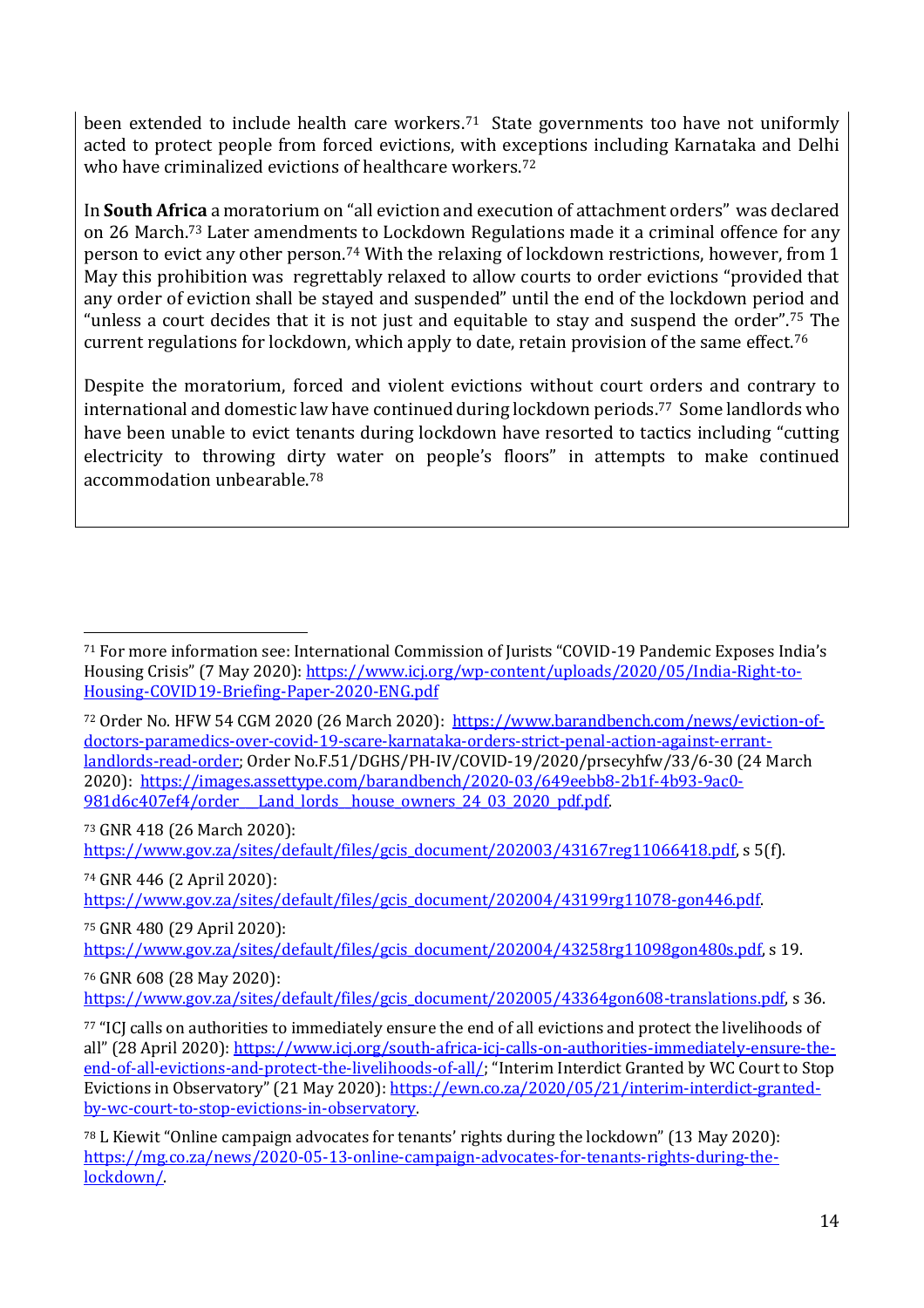been extended to include health care workers.[71] State governments too have not uniformly acted to protect people from forced evictions, with exceptions including Karnataka and Delhi who have criminalized evictions of healthcare workers.[72]

In **South Africa** a moratorium on "all eviction and execution of attachment orders" was declared on 26 March.[73] Later amendments to Lockdown Regulations made it a criminal offence for any person to evict any other person.[74] With the relaxing of lockdown restrictions, however, from 1 May this prohibition was regrettably relaxed to allow courts to order evictions "provided that any order of eviction shall be stayed and suspended" until the end of the lockdown period and "unless a court decides that it is not just and equitable to stay and suspend the order".[75] The current regulations for lockdown, which apply to date, retain provision of the same effect.[76]

Despite the moratorium, forced and violent evictions without court orders and contrary to international and domestic law have continued during lockdown periods.[77] Some landlords who have been unable to evict tenants during lockdown have resorted to tactics including "cutting electricity to throwing dirty water on people's floors" in attempts to make continued accommodation unbearable.[78]

---

[71] For more information see: International Commission of Jurists "COVID-19 Pandemic Exposes India's Housing Crisis" (7 May 2020): https://www.icj.org/wp-content/uploads/2020/05/India-Right-to-Housing-COVID19-Briefing-Paper-2020-ENG.pdf

[72] Order No. HFW 54 CGM 2020 (26 March 2020): https://www.barandbench.com/news/eviction-of-doctors-paramedics-over-covid-19-scare-karnataka-orders-strict-penal-action-against-errant-landlords-read-order; Order No.F.51/DGHS/PH-IV/COVID-19/2020/prsecyhfw/33/6-30 (24 March 2020): https://images.assettype.com/barandbench/2020-03/649eebb8-2b1f-4b93-9ac0-981d6c407ef4/order__Land_lords__house_owners_24_03_2020_pdf.pdf.

[73] GNR 418 (26 March 2020): https://www.gov.za/sites/default/files/gcis_document/202003/43167reg11066418.pdf, s 5(f).

[74] GNR 446 (2 April 2020): https://www.gov.za/sites/default/files/gcis_document/202004/43199rg11078-gon446.pdf.

[75] GNR 480 (29 April 2020): https://www.gov.za/sites/default/files/gcis_document/202004/43258rg11098gon480s.pdf, s 19.

[76] GNR 608 (28 May 2020): https://www.gov.za/sites/default/files/gcis_document/202005/43364gon608-translations.pdf, s 36.

[77] "ICJ calls on authorities to immediately ensure the end of all evictions and protect the livelihoods of all" (28 April 2020): https://www.icj.org/south-africa-icj-calls-on-authorities-immediately-ensure-the-end-of-all-evictions-and-protect-the-livelihoods-of-all/; "Interim Interdict Granted by WC Court to Stop Evictions in Observatory" (21 May 2020): https://ewn.co.za/2020/05/21/interim-interdict-granted-by-wc-court-to-stop-evictions-in-observatory.

[78] L Kiewit "Online campaign advocates for tenants' rights during the lockdown" (13 May 2020): https://mg.co.za/news/2020-05-13-online-campaign-advocates-for-tenants-rights-during-the-lockdown/.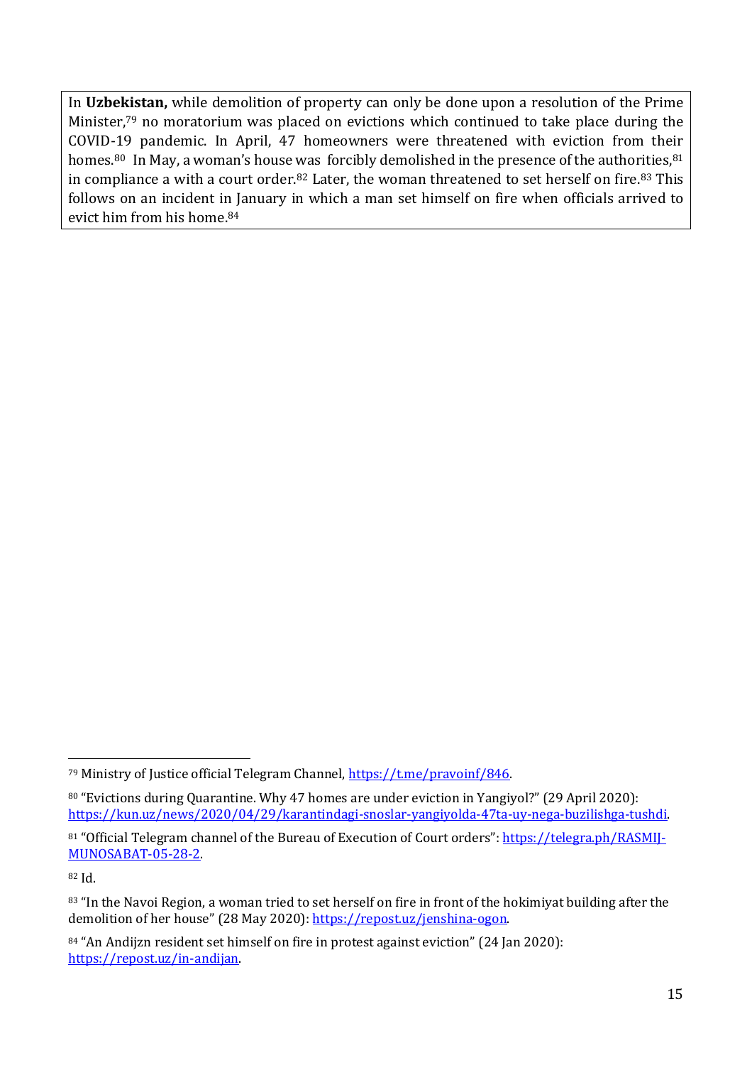In **Uzbekistan,** while demolition of property can only be done upon a resolution of the Prime Minister,[79] no moratorium was placed on evictions which continued to take place during the COVID-19 pandemic. In April, 47 homeowners were threatened with eviction from their homes.[80] In May, a woman's house was forcibly demolished in the presence of the authorities,[81] in compliance a with a court order.[82] Later, the woman threatened to set herself on fire.[83] This follows on an incident in January in which a man set himself on fire when officials arrived to evict him from his home.[84]

---

[79] Ministry of Justice official Telegram Channel, https://t.me/pravoinf/846.

[80] "Evictions during Quarantine. Why 47 homes are under eviction in Yangiyol?" (29 April 2020): https://kun.uz/news/2020/04/29/karantindagi-snoslar-yangiyolda-47ta-uy-nega-buzilishga-tushdi.

[81] "Official Telegram channel of the Bureau of Execution of Court orders": https://telegra.ph/RASMIJ-MUNOSABAT-05-28-2.

[82] Id.

[83] "In the Navoi Region, a woman tried to set herself on fire in front of the hokimiyat building after the demolition of her house" (28 May 2020): https://repost.uz/jenshina-ogon.

[84] "An Andijzn resident set himself on fire in protest against eviction" (24 Jan 2020): https://repost.uz/in-andijan.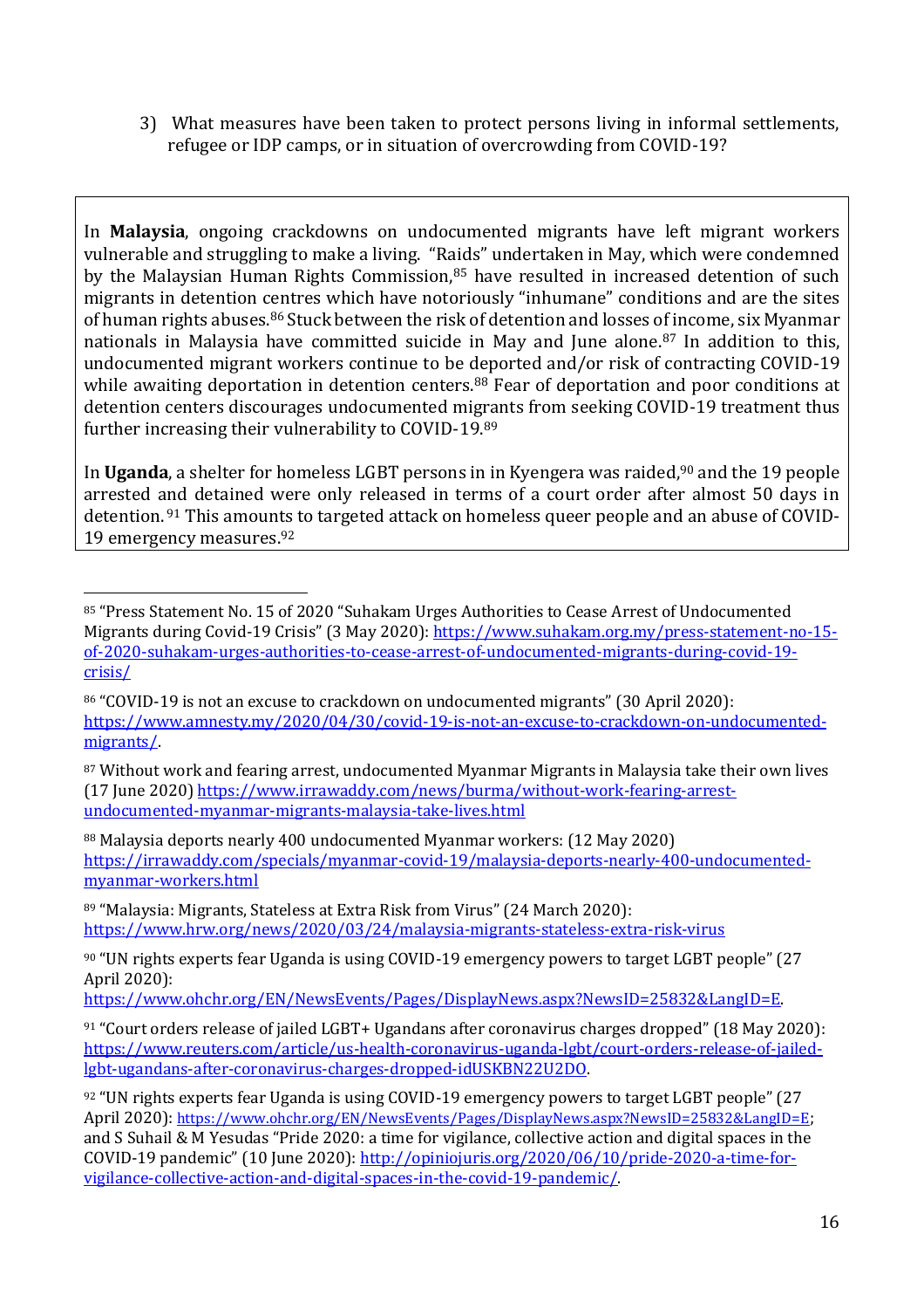3) What measures have been taken to protect persons living in informal settlements, refugee or IDP camps, or in situation of overcrowding from COVID-19?

In **Malaysia**, ongoing crackdowns on undocumented migrants have left migrant workers vulnerable and struggling to make a living. "Raids" undertaken in May, which were condemned by the Malaysian Human Rights Commission,[85] have resulted in increased detention of such migrants in detention centres which have notoriously "inhumane" conditions and are the sites of human rights abuses.[86] Stuck between the risk of detention and losses of income, six Myanmar nationals in Malaysia have committed suicide in May and June alone.[87] In addition to this, undocumented migrant workers continue to be deported and/or risk of contracting COVID-19 while awaiting deportation in detention centers.[88] Fear of deportation and poor conditions at detention centers discourages undocumented migrants from seeking COVID-19 treatment thus further increasing their vulnerability to COVID-19.[89]

In **Uganda**, a shelter for homeless LGBT persons in in Kyengera was raided,[90] and the 19 people arrested and detained were only released in terms of a court order after almost 50 days in detention.[91] This amounts to targeted attack on homeless queer people and an abuse of COVID-19 emergency measures.[92]

---

[85] "Press Statement No. 15 of 2020 "Suhakam Urges Authorities to Cease Arrest of Undocumented Migrants during Covid-19 Crisis" (3 May 2020): https://www.suhakam.org.my/press-statement-no-15-of-2020-suhakam-urges-authorities-to-cease-arrest-of-undocumented-migrants-during-covid-19-crisis/

[86] "COVID-19 is not an excuse to crackdown on undocumented migrants" (30 April 2020): https://www.amnesty.my/2020/04/30/covid-19-is-not-an-excuse-to-crackdown-on-undocumented-migrants/.

[87] Without work and fearing arrest, undocumented Myanmar Migrants in Malaysia take their own lives (17 June 2020) https://www.irrawaddy.com/news/burma/without-work-fearing-arrest-undocumented-myanmar-migrants-malaysia-take-lives.html

[88] Malaysia deports nearly 400 undocumented Myanmar workers: (12 May 2020) https://irrawaddy.com/specials/myanmar-covid-19/malaysia-deports-nearly-400-undocumented-myanmar-workers.html

[89] "Malaysia: Migrants, Stateless at Extra Risk from Virus" (24 March 2020): https://www.hrw.org/news/2020/03/24/malaysia-migrants-stateless-extra-risk-virus

[90] "UN rights experts fear Uganda is using COVID-19 emergency powers to target LGBT people" (27 April 2020): https://www.ohchr.org/EN/NewsEvents/Pages/DisplayNews.aspx?NewsID=25832&LangID=E.

[91] "Court orders release of jailed LGBT+ Ugandans after coronavirus charges dropped" (18 May 2020): https://www.reuters.com/article/us-health-coronavirus-uganda-lgbt/court-orders-release-of-jailed-lgbt-ugandans-after-coronavirus-charges-dropped-idUSKBN22U2DO.

[92] "UN rights experts fear Uganda is using COVID-19 emergency powers to target LGBT people" (27 April 2020): https://www.ohchr.org/EN/NewsEvents/Pages/DisplayNews.aspx?NewsID=25832&LangID=E; and S Suhail & M Yesudas "Pride 2020: a time for vigilance, collective action and digital spaces in the COVID-19 pandemic" (10 June 2020): http://opiniojuris.org/2020/06/10/pride-2020-a-time-for-vigilance-collective-action-and-digital-spaces-in-the-covid-19-pandemic/.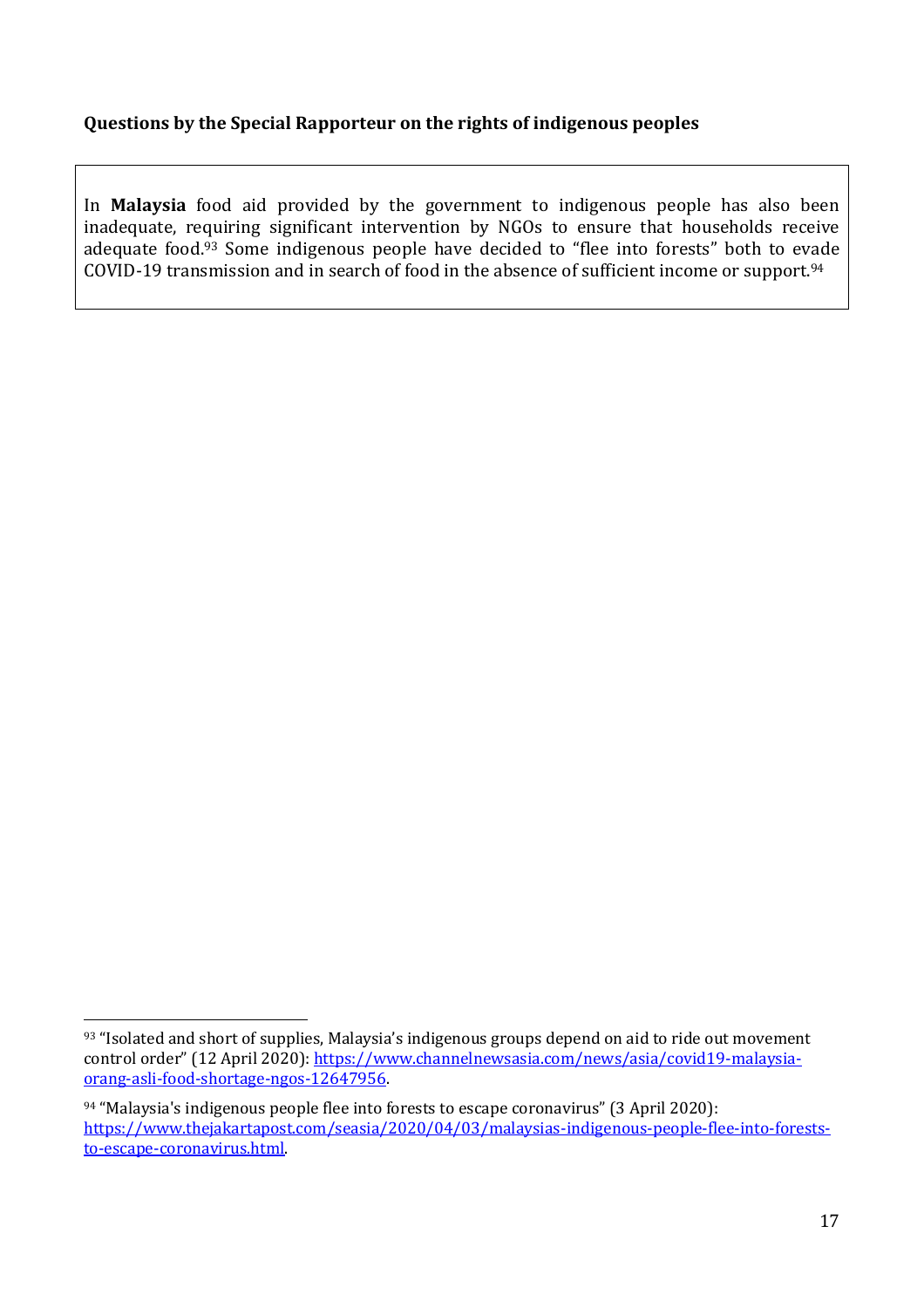**Questions by the Special Rapporteur on the rights of indigenous peoples**

In **Malaysia** food aid provided by the government to indigenous people has also been inadequate, requiring significant intervention by NGOs to ensure that households receive adequate food.[93] Some indigenous people have decided to "flee into forests" both to evade COVID-19 transmission and in search of food in the absence of sufficient income or support.[94]

---

[93] "Isolated and short of supplies, Malaysia's indigenous groups depend on aid to ride out movement control order" (12 April 2020): https://www.channelnewsasia.com/news/asia/covid19-malaysia-orang-asli-food-shortage-ngos-12647956.

[94] "Malaysia's indigenous people flee into forests to escape coronavirus" (3 April 2020): https://www.thejakartapost.com/seasia/2020/04/03/malaysias-indigenous-people-flee-into-forests-to-escape-coronavirus.html.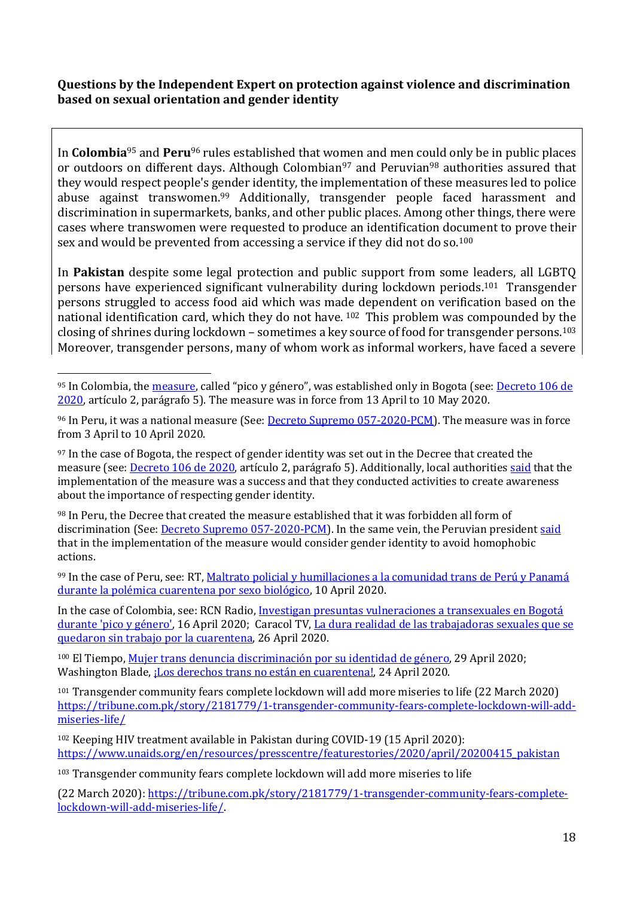**Questions by the Independent Expert on protection against violence and discrimination based on sexual orientation and gender identity**

In **Colombia**[95] and **Peru**[96] rules established that women and men could only be in public places or outdoors on different days. Although Colombian[97] and Peruvian[98] authorities assured that they would respect people's gender identity, the implementation of these measures led to police abuse against transwomen.[99] Additionally, transgender people faced harassment and discrimination in supermarkets, banks, and other public places. Among other things, there were cases where transwomen were requested to produce an identification document to prove their sex and would be prevented from accessing a service if they did not do so.[100]

In **Pakistan** despite some legal protection and public support from some leaders, all LGBTQ persons have experienced significant vulnerability during lockdown periods.[101] Transgender persons struggled to access food aid which was made dependent on verification based on the national identification card, which they do not have.[102] This problem was compounded by the closing of shrines during lockdown – sometimes a key source of food for transgender persons.[103] Moreover, transgender persons, many of whom work as informal workers, have faced a severe

---

[95] In Colombia, the measure, called "pico y género", was established only in Bogota (see: Decreto 106 de 2020, artículo 2, parágrafo 5). The measure was in force from 13 April to 10 May 2020.

[96] In Peru, it was a national measure (See: Decreto Supremo 057-2020-PCM). The measure was in force from 3 April to 10 April 2020.

[97] In the case of Bogota, the respect of gender identity was set out in the Decree that created the measure (see: Decreto 106 de 2020, artículo 2, parágrafo 5). Additionally, local authorities said that the implementation of the measure was a success and that they conducted activities to create awareness about the importance of respecting gender identity.

[98] In Peru, the Decree that created the measure established that it was forbidden all form of discrimination (See: Decreto Supremo 057-2020-PCM). In the same vein, the Peruvian president said that in the implementation of the measure would consider gender identity to avoid homophobic actions.

[99] In the case of Peru, see: RT, Maltrato policial y humillaciones a la comunidad trans de Perú y Panamá durante la polémica cuarentena por sexo biológico, 10 April 2020.

In the case of Colombia, see: RCN Radio, Investigan presuntas vulneraciones a transexuales en Bogotá durante 'pico y género', 16 April 2020; Caracol TV, La dura realidad de las trabajadoras sexuales que se quedaron sin trabajo por la cuarentena, 26 April 2020.

[100] El Tiempo, Mujer trans denuncia discriminación por su identidad de género, 29 April 2020; Washington Blade, ¡Los derechos trans no están en cuarentena!, 24 April 2020.

[101] Transgender community fears complete lockdown will add more miseries to life (22 March 2020) https://tribune.com.pk/story/2181779/1-transgender-community-fears-complete-lockdown-will-add-miseries-life/

[102] Keeping HIV treatment available in Pakistan during COVID-19 (15 April 2020): https://www.unaids.org/en/resources/presscentre/featurestories/2020/april/20200415_pakistan

[103] Transgender community fears complete lockdown will add more miseries to life

(22 March 2020): https://tribune.com.pk/story/2181779/1-transgender-community-fears-complete-lockdown-will-add-miseries-life/.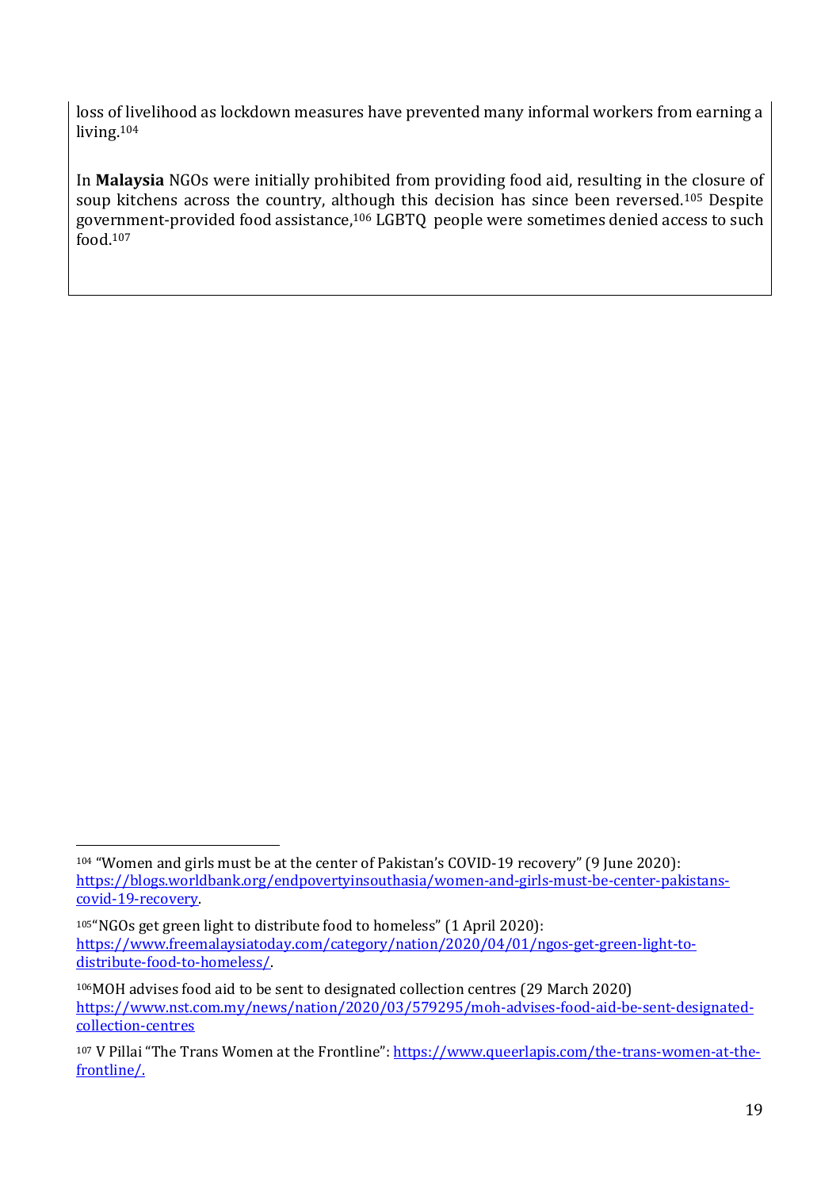loss of livelihood as lockdown measures have prevented many informal workers from earning a living.[104]

In **Malaysia** NGOs were initially prohibited from providing food aid, resulting in the closure of soup kitchens across the country, although this decision has since been reversed.[105] Despite government-provided food assistance,[106] LGBTQ people were sometimes denied access to such food.[107]

---

[104] "Women and girls must be at the center of Pakistan's COVID-19 recovery" (9 June 2020): https://blogs.worldbank.org/endpovertyinsouthasia/women-and-girls-must-be-center-pakistans-covid-19-recovery.

[105] "NGOs get green light to distribute food to homeless" (1 April 2020): https://www.freemalaysiatoday.com/category/nation/2020/04/01/ngos-get-green-light-to-distribute-food-to-homeless/.

[106] MOH advises food aid to be sent to designated collection centres (29 March 2020) https://www.nst.com.my/news/nation/2020/03/579295/moh-advises-food-aid-be-sent-designated-collection-centres

[107] V Pillai "The Trans Women at the Frontline": https://www.queerlapis.com/the-trans-women-at-the-frontline/.